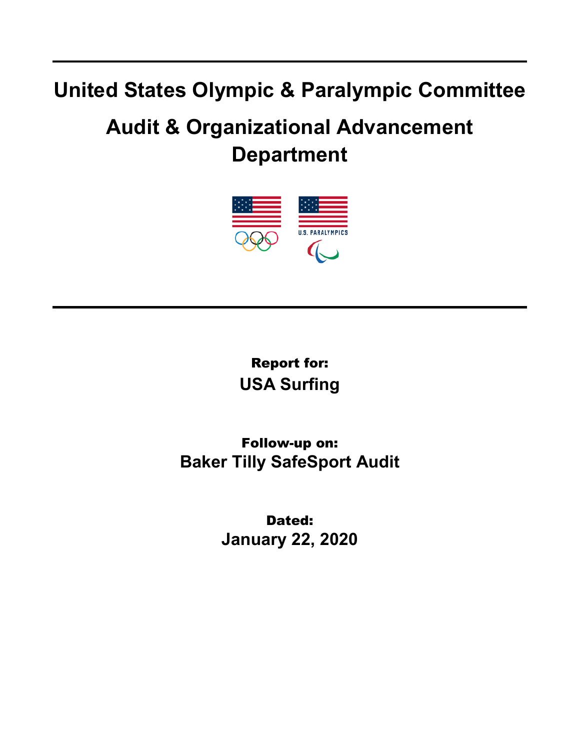# United States Olympic & Paralympic Committee

# Audit & Organizational Advancement Department

**Report for:**

**USA Surfing**

**Follow-up on:**

**Baker Tilly SafeSport Audit**

**Dated:**

**January 22, 2020**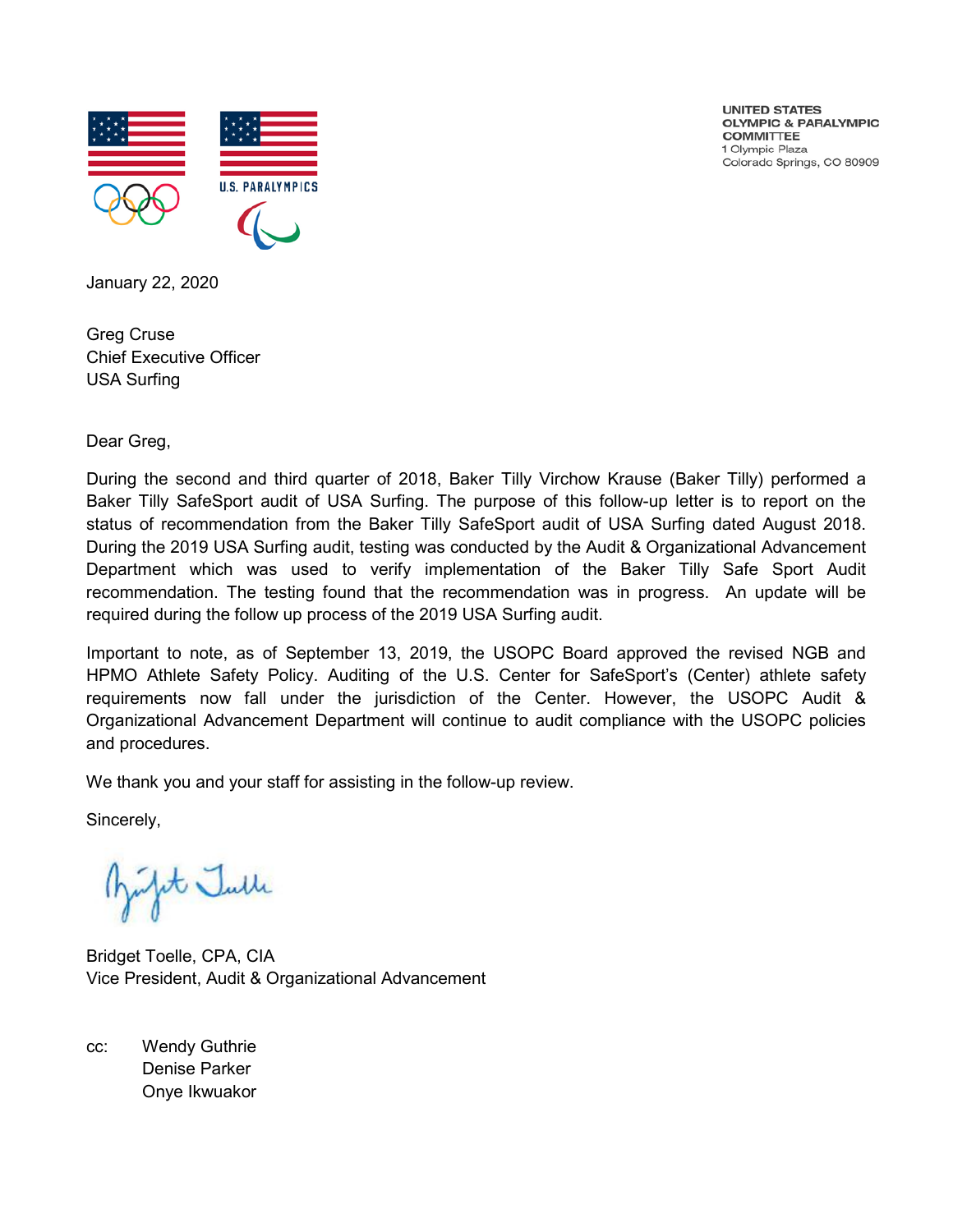UNITED STATES
OLYMPIC & PARALYMPIC
COMMITTEE
1 Olympic Plaza
Colorado Springs, CO 80909

January 22, 2020

Greg Cruse
Chief Executive Officer
USA Surfing

Dear Greg,

During the second and third quarter of 2018, Baker Tilly Virchow Krause (Baker Tilly) performed a Baker Tilly SafeSport audit of USA Surfing. The purpose of this follow-up letter is to report on the status of recommendation from the Baker Tilly SafeSport audit of USA Surfing dated August 2018. During the 2019 USA Surfing audit, testing was conducted by the Audit & Organizational Advancement Department which was used to verify implementation of the Baker Tilly Safe Sport Audit recommendation. The testing found that the recommendation was in progress. An update will be required during the follow up process of the 2019 USA Surfing audit.

Important to note, as of September 13, 2019, the USOPC Board approved the revised NGB and HPMO Athlete Safety Policy. Auditing of the U.S. Center for SafeSport's (Center) athlete safety requirements now fall under the jurisdiction of the Center. However, the USOPC Audit & Organizational Advancement Department will continue to audit compliance with the USOPC policies and procedures.

We thank you and your staff for assisting in the follow-up review.

Sincerely,

Bridget Toelle, CPA, CIA
Vice President, Audit & Organizational Advancement

cc: Wendy Guthrie
Denise Parker
Onye Ikwuakor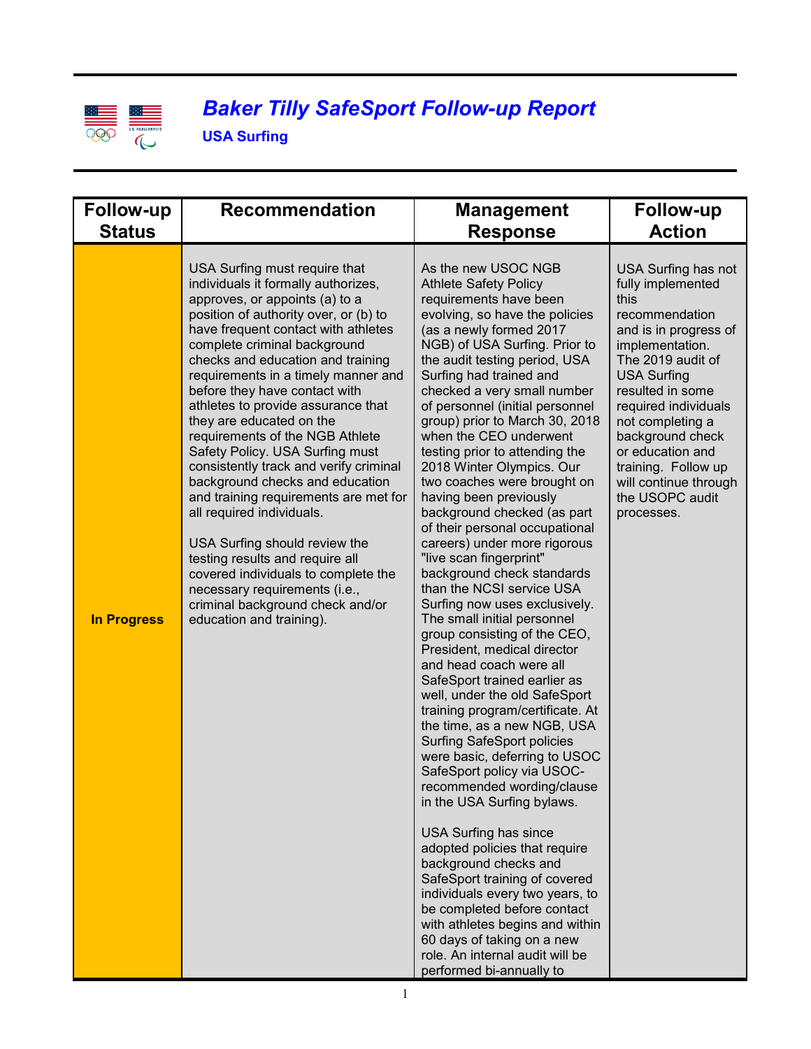# *Baker Tilly SafeSport Follow-up Report*

## USA Surfing

| Follow-up Status | Recommendation | Management Response | Follow-up Action |
|---|---|---|---|
| **In Progress** | USA Surfing must require that individuals it formally authorizes, approves, or appoints (a) to a position of authority over, or (b) to have frequent contact with athletes complete criminal background checks and education and training requirements in a timely manner and before they have contact with athletes to provide assurance that they are educated on the requirements of the NGB Athlete Safety Policy. USA Surfing must consistently track and verify criminal background checks and education and training requirements are met for all required individuals.<br><br>USA Surfing should review the testing results and require all covered individuals to complete the necessary requirements (i.e., criminal background check and/or education and training). | As the new USOC NGB Athlete Safety Policy requirements have been evolving, so have the policies (as a newly formed 2017 NGB) of USA Surfing. Prior to the audit testing period, USA Surfing had trained and checked a very small number of personnel (initial personnel group) prior to March 30, 2018 when the CEO underwent testing prior to attending the 2018 Winter Olympics. Our two coaches were brought on having been previously background checked (as part of their personal occupational careers) under more rigorous "live scan fingerprint" background check standards than the NCSI service USA Surfing now uses exclusively. The small initial personnel group consisting of the CEO, President, medical director and head coach were all SafeSport trained earlier as well, under the old SafeSport training program/certificate. At the time, as a new NGB, USA Surfing SafeSport policies were basic, deferring to USOC SafeSport policy via USOC-recommended wording/clause in the USA Surfing bylaws.<br><br>USA Surfing has since adopted policies that require background checks and SafeSport training of covered individuals every two years, to be completed before contact with athletes begins and within 60 days of taking on a new role. An internal audit will be performed bi-annually to | USA Surfing has not fully implemented this recommendation and is in progress of implementation. The 2019 audit of USA Surfing resulted in some required individuals not completing a background check or education and training. Follow up will continue through the USOPC audit processes. |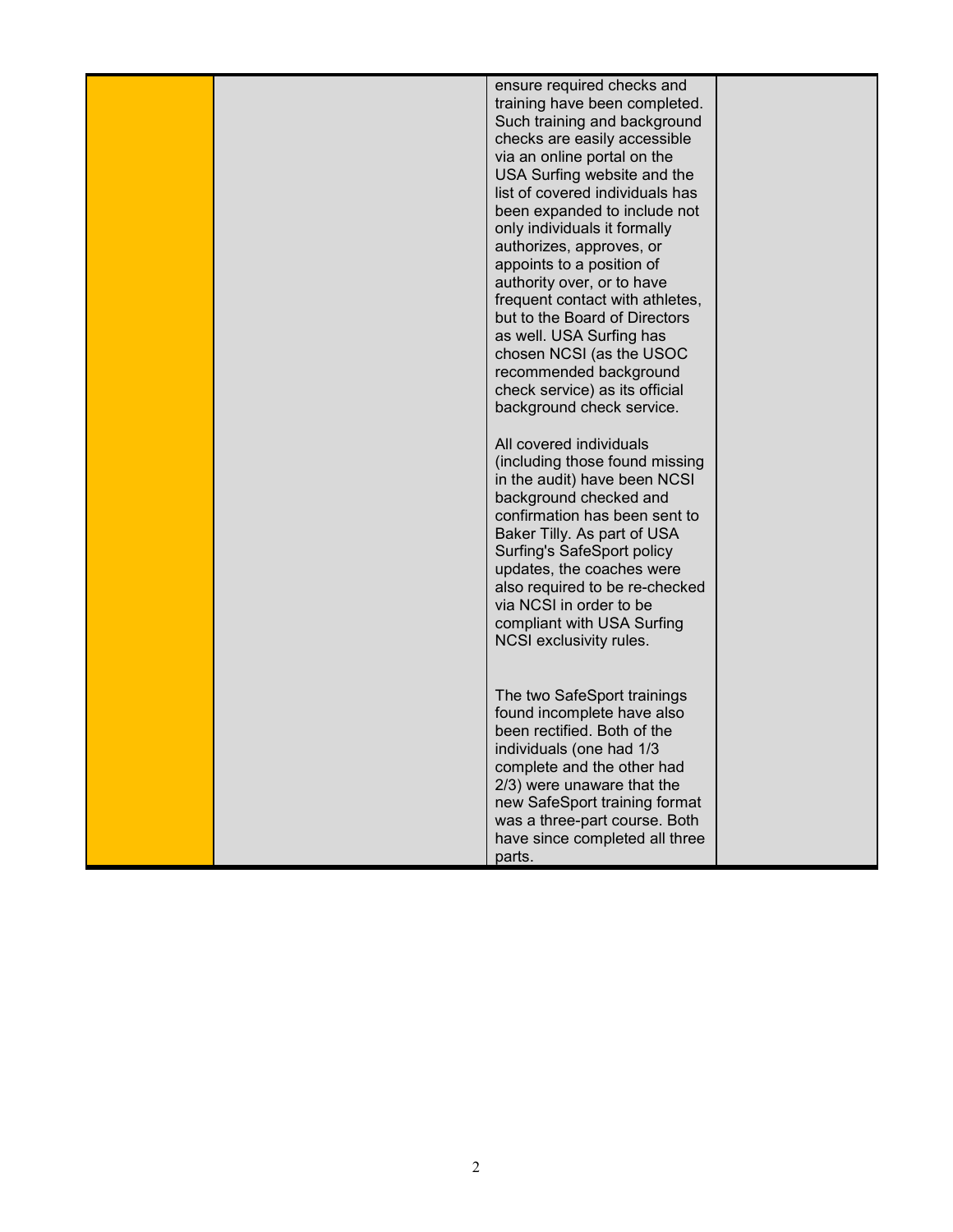| | | | |
|---|---|---|---|
| | | ensure required checks and training have been completed. Such training and background checks are easily accessible via an online portal on the USA Surfing website and the list of covered individuals has been expanded to include not only individuals it formally authorizes, approves, or appoints to a position of authority over, or to have frequent contact with athletes, but to the Board of Directors as well. USA Surfing has chosen NCSI (as the USOC recommended background check service) as its official background check service.<br><br>All covered individuals (including those found missing in the audit) have been NCSI background checked and confirmation has been sent to Baker Tilly. As part of USA Surfing's SafeSport policy updates, the coaches were also required to be re-checked via NCSI in order to be compliant with USA Surfing NCSI exclusivity rules.<br><br>The two SafeSport trainings found incomplete have also been rectified. Both of the individuals (one had 1/3 complete and the other had 2/3) were unaware that the new SafeSport training format was a three-part course. Both have since completed all three parts. | |